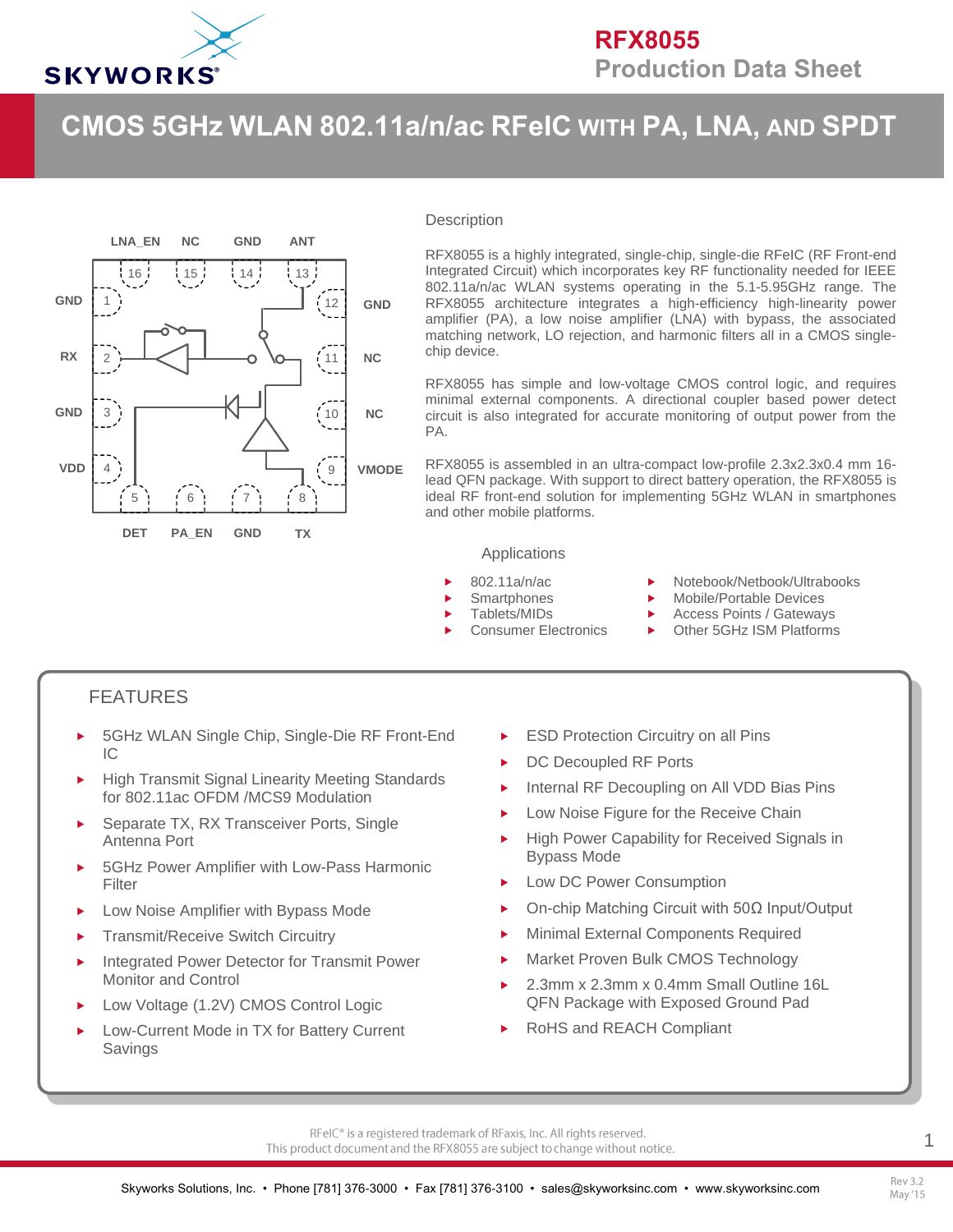**RFX8055**
**Production Data Sheet**

# CMOS 5GHz WLAN 802.11a/n/ac RFeIC WITH PA, LNA, AND SPDT

## Description

RFX8055 is a highly integrated, single-chip, single-die RFeIC (RF Front-end Integrated Circuit) which incorporates key RF functionality needed for IEEE 802.11a/n/ac WLAN systems operating in the 5.1-5.95GHz range. The RFX8055 architecture integrates a high-efficiency high-linearity power amplifier (PA), a low noise amplifier (LNA) with bypass, the associated matching network, LO rejection, and harmonic filters all in a CMOS single-chip device.

RFX8055 has simple and low-voltage CMOS control logic, and requires minimal external components. A directional coupler based power detect circuit is also integrated for accurate monitoring of output power from the PA.

RFX8055 is assembled in an ultra-compact low-profile 2.3x2.3x0.4 mm 16-lead QFN package. With support to direct battery operation, the RFX8055 is ideal RF front-end solution for implementing 5GHz WLAN in smartphones and other mobile platforms.

## Applications

- 802.11a/n/ac
- Smartphones
- Tablets/MIDs
- Consumer Electronics
- Notebook/Netbook/Ultrabooks
- Mobile/Portable Devices
- Access Points / Gateways
- Other 5GHz ISM Platforms

## FEATURES

- 5GHz WLAN Single Chip, Single-Die RF Front-End IC
- High Transmit Signal Linearity Meeting Standards for 802.11ac OFDM /MCS9 Modulation
- Separate TX, RX Transceiver Ports, Single Antenna Port
- 5GHz Power Amplifier with Low-Pass Harmonic Filter
- Low Noise Amplifier with Bypass Mode
- Transmit/Receive Switch Circuitry
- Integrated Power Detector for Transmit Power Monitor and Control
- Low Voltage (1.2V) CMOS Control Logic
- Low-Current Mode in TX for Battery Current Savings
- ESD Protection Circuitry on all Pins
- DC Decoupled RF Ports
- Internal RF Decoupling on All VDD Bias Pins
- Low Noise Figure for the Receive Chain
- High Power Capability for Received Signals in Bypass Mode
- Low DC Power Consumption
- On-chip Matching Circuit with 50Ω Input/Output
- Minimal External Components Required
- Market Proven Bulk CMOS Technology
- 2.3mm x 2.3mm x 0.4mm Small Outline 16L QFN Package with Exposed Ground Pad
- RoHS and REACH Compliant

RFeIC® is a registered trademark of RFaxis, Inc. All rights reserved.
This product document and the RFX8055 are subject to change without notice.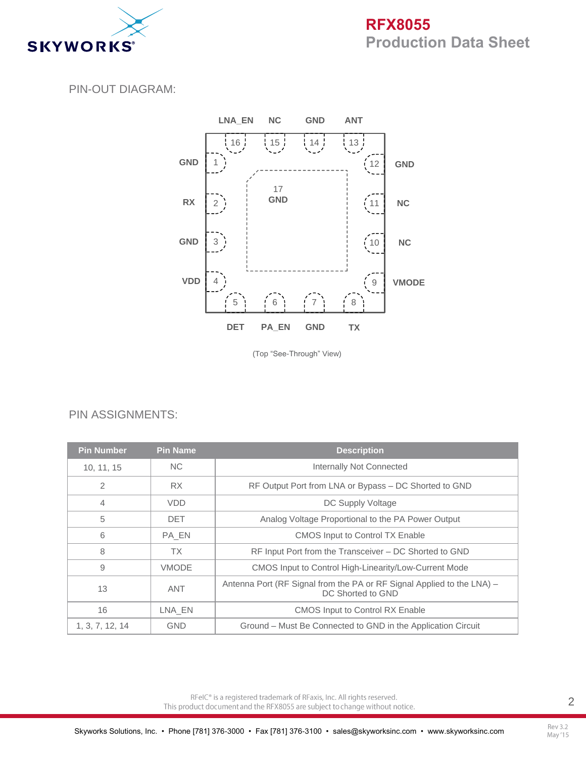## PIN-OUT DIAGRAM:

(Top "See-Through" View)

## PIN ASSIGNMENTS:

| Pin Number | Pin Name | Description |
|---|---|---|
| 10, 11, 15 | NC | Internally Not Connected |
| 2 | RX | RF Output Port from LNA or Bypass – DC Shorted to GND |
| 4 | VDD | DC Supply Voltage |
| 5 | DET | Analog Voltage Proportional to the PA Power Output |
| 6 | PA_EN | CMOS Input to Control TX Enable |
| 8 | TX | RF Input Port from the Transceiver – DC Shorted to GND |
| 9 | VMODE | CMOS Input to Control High-Linearity/Low-Current Mode |
| 13 | ANT | Antenna Port (RF Signal from the PA or RF Signal Applied to the LNA) – DC Shorted to GND |
| 16 | LNA_EN | CMOS Input to Control RX Enable |
| 1, 3, 7, 12, 14 | GND | Ground – Must Be Connected to GND in the Application Circuit |

RFeIC® is a registered trademark of RFaxis, Inc. All rights reserved.
This product document and the RFX8055 are subject to change without notice.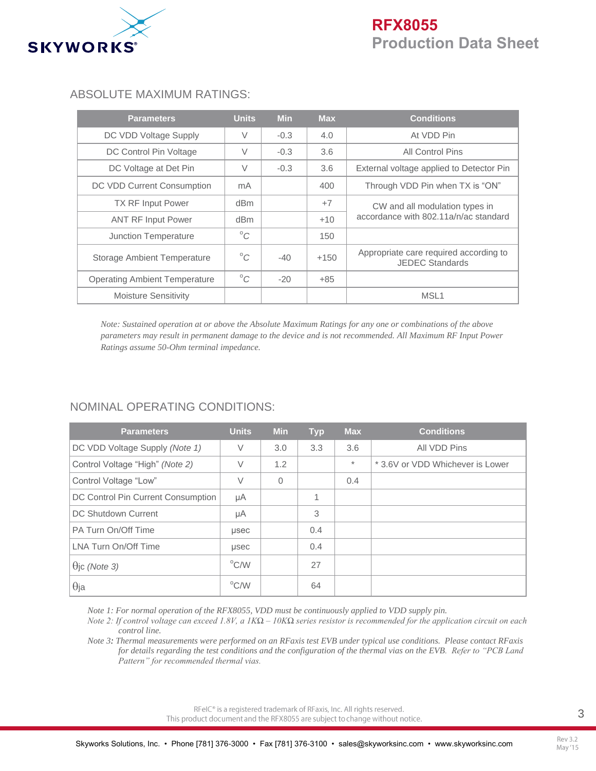## ABSOLUTE MAXIMUM RATINGS:

| Parameters | Units | Min | Max | Conditions |
|---|---|---|---|---|
| DC VDD Voltage Supply | V | -0.3 | 4.0 | At VDD Pin |
| DC Control Pin Voltage | V | -0.3 | 3.6 | All Control Pins |
| DC Voltage at Det Pin | V | -0.3 | 3.6 | External voltage applied to Detector Pin |
| DC VDD Current Consumption | mA | | 400 | Through VDD Pin when TX is "ON" |
| TX RF Input Power | dBm | | +7 | CW and all modulation types in accordance with 802.11a/n/ac standard |
| ANT RF Input Power | dBm | | +10 | |
| Junction Temperature | °C | | 150 | |
| Storage Ambient Temperature | °C | -40 | +150 | Appropriate care required according to JEDEC Standards |
| Operating Ambient Temperature | °C | -20 | +85 | |
| Moisture Sensitivity | | | | MSL1 |

*Note: Sustained operation at or above the Absolute Maximum Ratings for any one or combinations of the above parameters may result in permanent damage to the device and is not recommended. All Maximum RF Input Power Ratings assume 50-Ohm terminal impedance.*

## NOMINAL OPERATING CONDITIONS:

| Parameters | Units | Min | Typ | Max | Conditions |
|---|---|---|---|---|---|
| DC VDD Voltage Supply *(Note 1)* | V | 3.0 | 3.3 | 3.6 | All VDD Pins |
| Control Voltage "High" *(Note 2)* | V | 1.2 | | * | * 3.6V or VDD Whichever is Lower |
| Control Voltage "Low" | V | 0 | | 0.4 | |
| DC Control Pin Current Consumption | µA | | 1 | | |
| DC Shutdown Current | µA | | 3 | | |
| PA Turn On/Off Time | µsec | | 0.4 | | |
| LNA Turn On/Off Time | µsec | | 0.4 | | |
| $\theta_{jc}$ *(Note 3)* | °C/W | | 27 | | |
| $\theta_{ja}$ | °C/W | | 64 | | |

*Note 1: For normal operation of the RFX8055, VDD must be continuously applied to VDD supply pin.*
*Note 2: If control voltage can exceed 1.8V, a 1KΩ – 10KΩ series resistor is recommended for the application circuit on each control line.*
*Note 3: Thermal measurements were performed on an RFaxis test EVB under typical use conditions. Please contact RFaxis for details regarding the test conditions and the configuration of the thermal vias on the EVB. Refer to "PCB Land Pattern" for recommended thermal vias.*

RFeIC® is a registered trademark of RFaxis, Inc. All rights reserved.
This product document and the RFX8055 are subject to change without notice.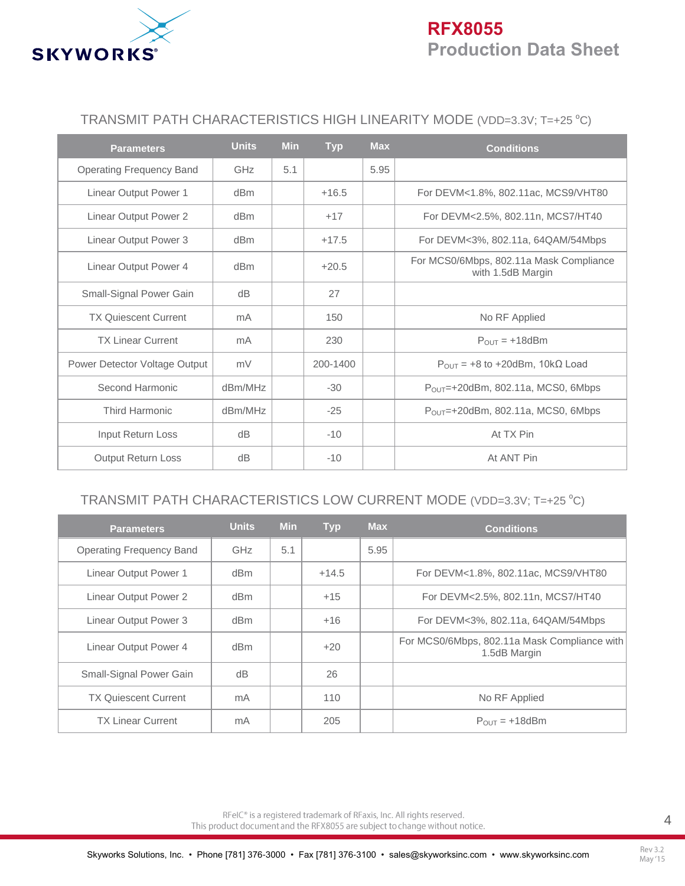## TRANSMIT PATH CHARACTERISTICS HIGH LINEARITY MODE (VDD=3.3V; T=+25 °C)

| Parameters | Units | Min | Typ | Max | Conditions |
|---|---|---|---|---|---|
| Operating Frequency Band | GHz | 5.1 | | 5.95 | |
| Linear Output Power 1 | dBm | | +16.5 | | For DEVM<1.8%, 802.11ac, MCS9/VHT80 |
| Linear Output Power 2 | dBm | | +17 | | For DEVM<2.5%, 802.11n, MCS7/HT40 |
| Linear Output Power 3 | dBm | | +17.5 | | For DEVM<3%, 802.11a, 64QAM/54Mbps |
| Linear Output Power 4 | dBm | | +20.5 | | For MCS0/6Mbps, 802.11a Mask Compliance with 1.5dB Margin |
| Small-Signal Power Gain | dB | | 27 | | |
| TX Quiescent Current | mA | | 150 | | No RF Applied |
| TX Linear Current | mA | | 230 | | $P_{OUT}$ = +18dBm |
| Power Detector Voltage Output | mV | | 200-1400 | | $P_{OUT}$ = +8 to +20dBm, 10kΩ Load |
| Second Harmonic | dBm/MHz | | -30 | | $P_{OUT}$=+20dBm, 802.11a, MCS0, 6Mbps |
| Third Harmonic | dBm/MHz | | -25 | | $P_{OUT}$=+20dBm, 802.11a, MCS0, 6Mbps |
| Input Return Loss | dB | | -10 | | At TX Pin |
| Output Return Loss | dB | | -10 | | At ANT Pin |

## TRANSMIT PATH CHARACTERISTICS LOW CURRENT MODE (VDD=3.3V; T=+25 °C)

| Parameters | Units | Min | Typ | Max | Conditions |
|---|---|---|---|---|---|
| Operating Frequency Band | GHz | 5.1 | | 5.95 | |
| Linear Output Power 1 | dBm | | +14.5 | | For DEVM<1.8%, 802.11ac, MCS9/VHT80 |
| Linear Output Power 2 | dBm | | +15 | | For DEVM<2.5%, 802.11n, MCS7/HT40 |
| Linear Output Power 3 | dBm | | +16 | | For DEVM<3%, 802.11a, 64QAM/54Mbps |
| Linear Output Power 4 | dBm | | +20 | | For MCS0/6Mbps, 802.11a Mask Compliance with 1.5dB Margin |
| Small-Signal Power Gain | dB | | 26 | | |
| TX Quiescent Current | mA | | 110 | | No RF Applied |
| TX Linear Current | mA | | 205 | | $P_{OUT}$ = +18dBm |

RFeIC® is a registered trademark of RFaxis, Inc. All rights reserved.
This product document and the RFX8055 are subject to change without notice.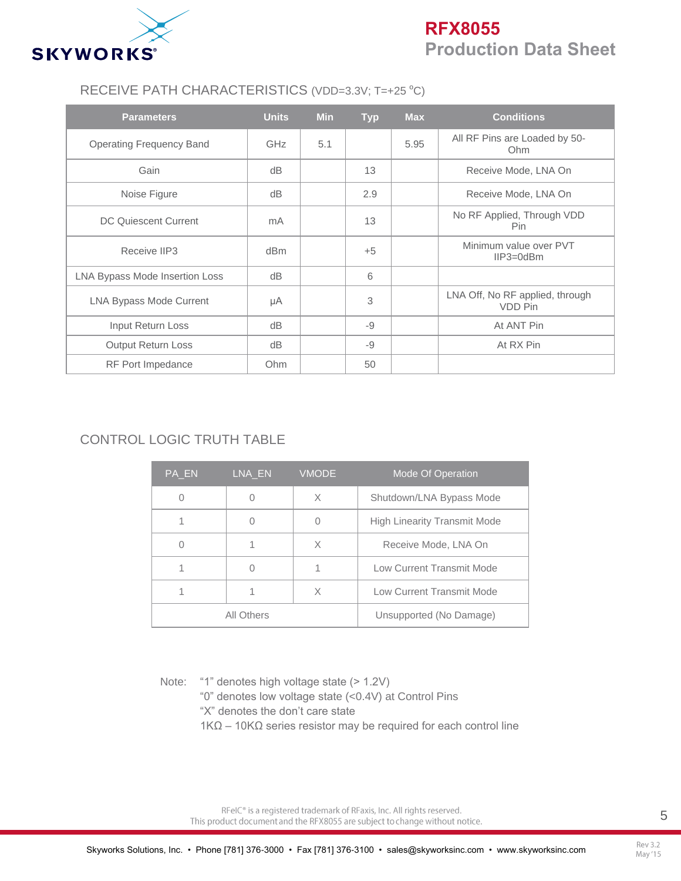## RECEIVE PATH CHARACTERISTICS (VDD=3.3V; T=+25 °C)

| Parameters | Units | Min | Typ | Max | Conditions |
|---|---|---|---|---|---|
| Operating Frequency Band | GHz | 5.1 | | 5.95 | All RF Pins are Loaded by 50-Ohm |
| Gain | dB | | 13 | | Receive Mode, LNA On |
| Noise Figure | dB | | 2.9 | | Receive Mode, LNA On |
| DC Quiescent Current | mA | | 13 | | No RF Applied, Through VDD Pin |
| Receive IIP3 | dBm | | +5 | | Minimum value over PVT IIP3=0dBm |
| LNA Bypass Mode Insertion Loss | dB | | 6 | | |
| LNA Bypass Mode Current | μA | | 3 | | LNA Off, No RF applied, through VDD Pin |
| Input Return Loss | dB | | -9 | | At ANT Pin |
| Output Return Loss | dB | | -9 | | At RX Pin |
| RF Port Impedance | Ohm | | 50 | | |

## CONTROL LOGIC TRUTH TABLE

| PA_EN | LNA_EN | VMODE | Mode Of Operation |
|---|---|---|---|
| 0 | 0 | X | Shutdown/LNA Bypass Mode |
| 1 | 0 | 0 | High Linearity Transmit Mode |
| 0 | 1 | X | Receive Mode, LNA On |
| 1 | 0 | 1 | Low Current Transmit Mode |
| 1 | 1 | X | Low Current Transmit Mode |
| All Others | | | Unsupported (No Damage) |

Note: "1" denotes high voltage state (> 1.2V)
"0" denotes low voltage state (<0.4V) at Control Pins
"X" denotes the don't care state
1KΩ – 10KΩ series resistor may be required for each control line

RFeIC® is a registered trademark of RFaxis, Inc. All rights reserved.
This product document and the RFX8055 are subject to change without notice.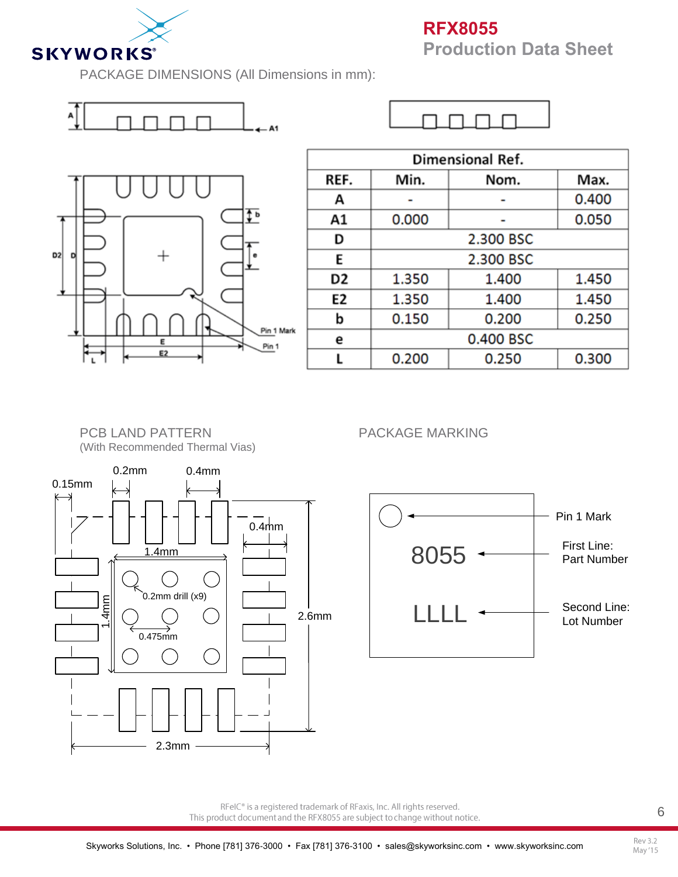PACKAGE DIMENSIONS (All Dimensions in mm):

A

A1

D2 D

b

e

Pin 1 Mark

Pin 1

E

E2

L

| Dimensional Ref. | | | |
|---|---|---|---|
| REF. | Min. | Nom. | Max. |
| A | - | - | 0.400 |
| A1 | 0.000 | - | 0.050 |
| D | 2.300 BSC | | |
| E | 2.300 BSC | | |
| D2 | 1.350 | 1.400 | 1.450 |
| E2 | 1.350 | 1.400 | 1.450 |
| b | 0.150 | 0.200 | 0.250 |
| e | 0.400 BSC | | |
| L | 0.200 | 0.250 | 0.300 |

PCB LAND PATTERN

(With Recommended Thermal Vias)

0.15mm

0.2mm

0.4mm

0.4mm

1.4mm

1.4mm

0.2mm drill (x9)

0.475mm

2.6mm

2.3mm

PACKAGE MARKING

8055

LLLL

Pin 1 Mark

First Line:
Part Number

Second Line:
Lot Number

RFeIC® is a registered trademark of RFaxis, Inc. All rights reserved.
This product document and the RFX8055 are subject to change without notice.